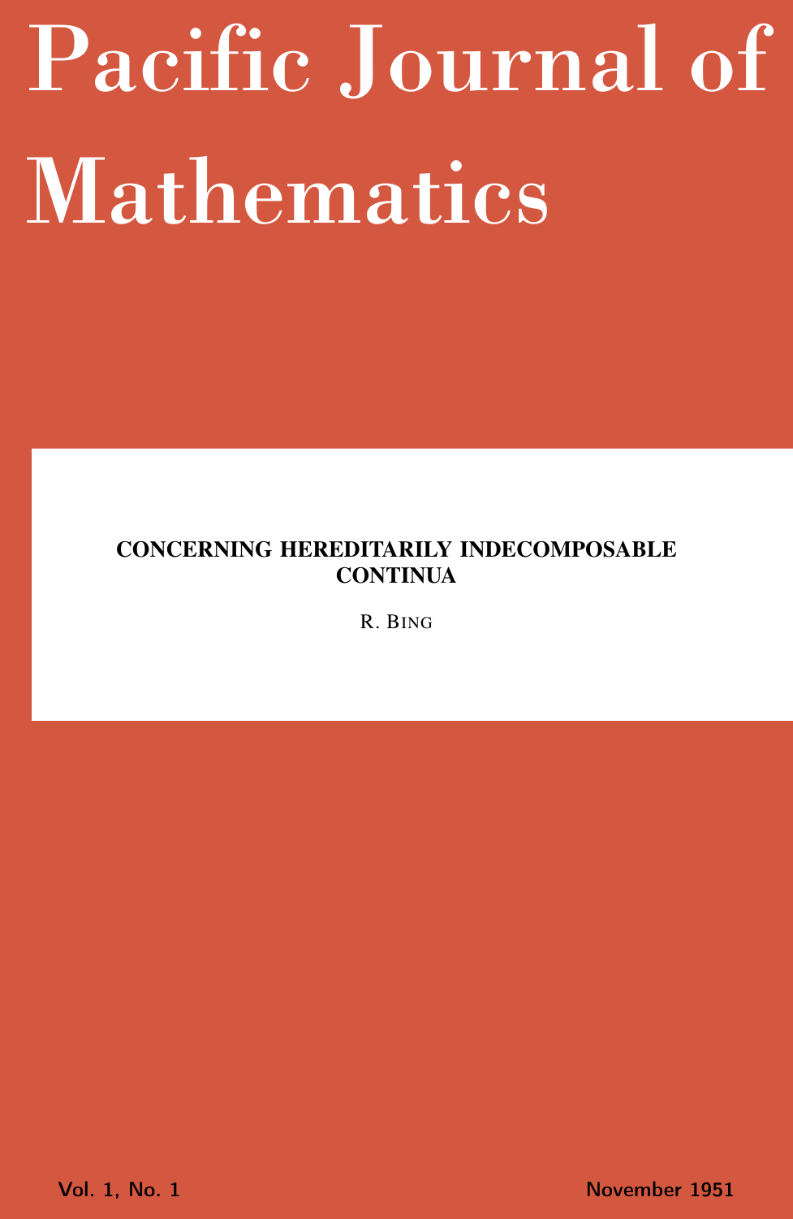# Pacific Journal of Mathematics

## CONCERNING HEREDITARILY INDECOMPOSABLE CONTINUA

R. BING

Vol. 1, No. 1 November 1951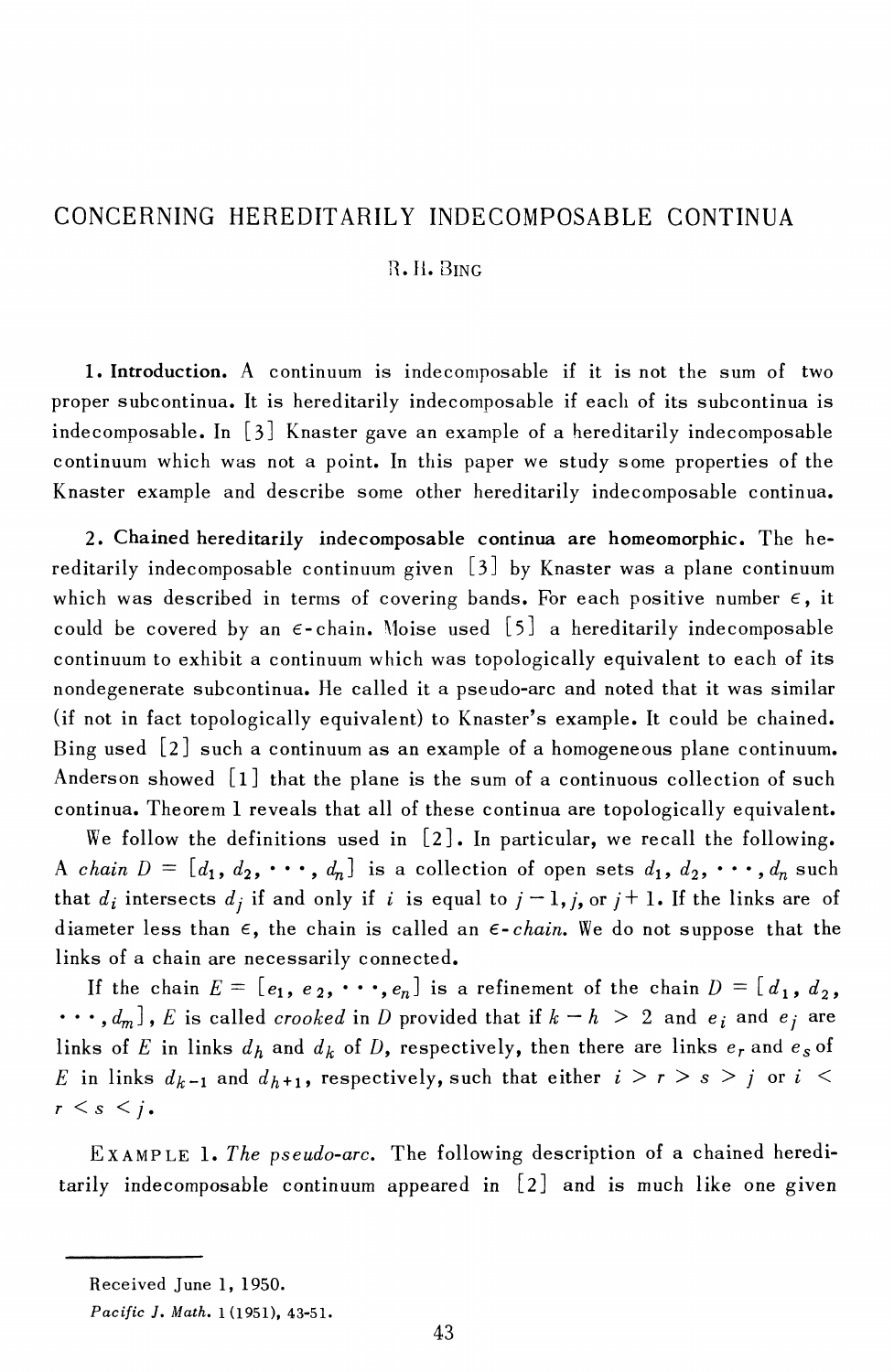# CONCERNING HEREDITARILY INDECOMPOSABLE CONTINUA

R. H. BING

**1. Introduction.** A continuum is indecomposable if it is not the sum of two proper subcontinua. It is hereditarily indecomposable if each of its subcontinua is indecomposable. In [3] Knaster gave an example of a hereditarily indecomposable continuum which was not a point. In this paper we study some properties of the Knaster example and describe some other hereditarily indecomposable continua.

**2. Chained hereditarily indecomposable continua are homeomorphic.** The hereditarily indecomposable continuum given [3] by Knaster was a plane continuum which was described in terms of covering bands. For each positive number $\epsilon$, it could be covered by an $\epsilon$-chain. Moise used [5] a hereditarily indecomposable continuum to exhibit a continuum which was topologically equivalent to each of its nondegenerate subcontinua. He called it a pseudo-arc and noted that it was similar (if not in fact topologically equivalent) to Knaster's example. It could be chained. Bing used [2] such a continuum as an example of a homogeneous plane continuum. Anderson showed [1] that the plane is the sum of a continuous collection of such continua. Theorem 1 reveals that all of these continua are topologically equivalent.

We follow the definitions used in [2]. In particular, we recall the following. A *chain* $D = [d_1, d_2, \cdots, d_n]$ is a collection of open sets $d_1, d_2, \cdots, d_n$ such that $d_i$ intersects $d_j$ if and only if $i$ is equal to $j-1, j$, or $j+1$. If the links are of diameter less than $\epsilon$, the chain is called an $\epsilon$-*chain*. We do not suppose that the links of a chain are necessarily connected.

If the chain $E = [e_1, e_2, \cdots, e_n]$ is a refinement of the chain $D = [d_1, d_2, \cdots, d_m]$, $E$ is called *crooked* in $D$ provided that if $k - h > 2$ and $e_i$ and $e_j$ are links of $E$ in links $d_h$ and $d_k$ of $D$, respectively, then there are links $e_r$ and $e_s$ of $E$ in links $d_{k-1}$ and $d_{h+1}$, respectively, such that either $i > r > s > j$ or $i < r < s < j$.

EXAMPLE 1. *The pseudo-arc.* The following description of a chained hereditarily indecomposable continuum appeared in [2] and is much like one given

---

Received June 1, 1950.

*Pacific J. Math.* 1 (1951), 43-51.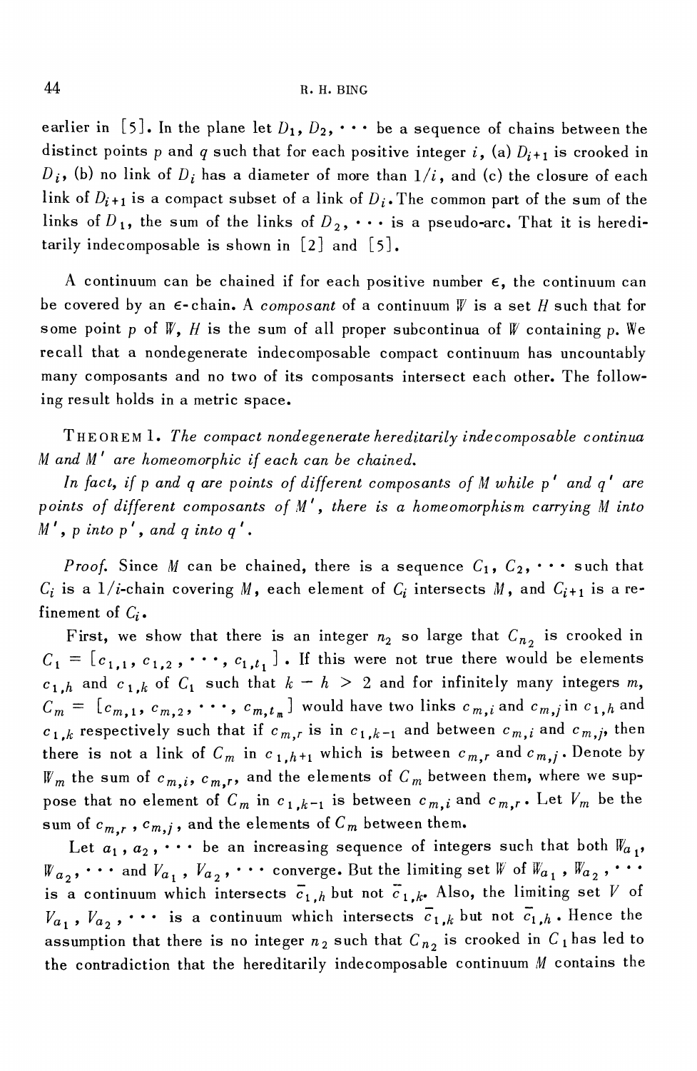earlier in [5]. In the plane let $D_1, D_2, \cdots$ be a sequence of chains between the distinct points $p$ and $q$ such that for each positive integer $i$, (a) $D_{i+1}$ is crooked in $D_i$, (b) no link of $D_i$ has a diameter of more than $1/i$, and (c) the closure of each link of $D_{i+1}$ is a compact subset of a link of $D_i$. The common part of the sum of the links of $D_1$, the sum of the links of $D_2, \cdots$ is a pseudo-arc. That it is hereditarily indecomposable is shown in [2] and [5].

A continuum can be chained if for each positive number $\epsilon$, the continuum can be covered by an $\epsilon$-chain. A *composant* of a continuum $W$ is a set $H$ such that for some point $p$ of $W$, $H$ is the sum of all proper subcontinua of $W$ containing $p$. We recall that a nondegenerate indecomposable compact continuum has uncountably many composants and no two of its composants intersect each other. The following result holds in a metric space.

THEOREM 1. *The compact nondegenerate hereditarily indecomposable continua $M$ and $M'$ are homeomorphic if each can be chained.*

*In fact, if $p$ and $q$ are points of different composants of $M$ while $p'$ and $q'$ are points of different composants of $M'$, there is a homeomorphism carrying $M$ into $M'$, $p$ into $p'$, and $q$ into $q'$.*

*Proof.* Since $M$ can be chained, there is a sequence $C_1, C_2, \cdots$ such that $C_i$ is a $1/i$-chain covering $M$, each element of $C_i$ intersects $M$, and $C_{i+1}$ is a refinement of $C_i$.

First, we show that there is an integer $n_2$ so large that $C_{n_2}$ is crooked in $C_1 = [c_{1,1}, c_{1,2}, \cdots, c_{1,t_1}]$. If this were not true there would be elements $c_{1,h}$ and $c_{1,k}$ of $C_1$ such that $k - h > 2$ and for infinitely many integers $m$, $C_m = [c_{m,1}, c_{m,2}, \cdots, c_{m,t_m}]$ would have two links $c_{m,i}$ and $c_{m,j}$ in $c_{1,h}$ and $c_{1,k}$ respectively such that if $c_{m,r}$ is in $c_{1,k-1}$ and between $c_{m,i}$ and $c_{m,j}$, then there is not a link of $C_m$ in $c_{1,h+1}$ which is between $c_{m,r}$ and $c_{m,j}$. Denote by $W_m$ the sum of $c_{m,i}$, $c_{m,r}$, and the elements of $C_m$ between them, where we suppose that no element of $C_m$ in $c_{1,k-1}$ is between $c_{m,i}$ and $c_{m,r}$. Let $V_m$ be the sum of $c_{m,r}$, $c_{m,j}$, and the elements of $C_m$ between them.

Let $a_1, a_2, \cdots$ be an increasing sequence of integers such that both $W_{a_1}, W_{a_2}, \cdots$ and $V_{a_1}, V_{a_2}, \cdots$ converge. But the limiting set $W$ of $W_{a_1}, W_{a_2}, \cdots$ is a continuum which intersects $\bar{c}_{1,h}$ but not $\bar{c}_{1,k}$. Also, the limiting set $V$ of $V_{a_1}, V_{a_2}, \cdots$ is a continuum which intersects $\bar{c}_{1,k}$ but not $\bar{c}_{1,h}$. Hence the assumption that there is no integer $n_2$ such that $C_{n_2}$ is crooked in $C_1$ has led to the contradiction that the hereditarily indecomposable continuum $M$ contains the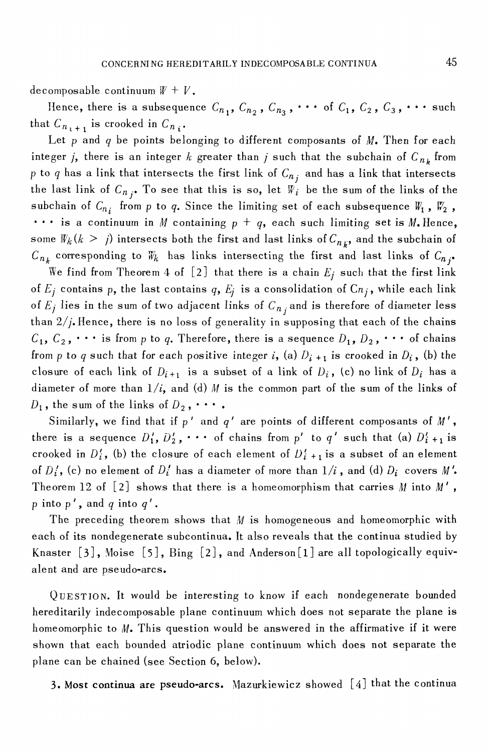decomposable continuum $W + V$.

Hence, there is a subsequence $C_{n_1}, C_{n_2}, C_{n_3}, \cdots$ of $C_1, C_2, C_3, \cdots$ such that $C_{n_{i+1}}$ is crooked in $C_{n_i}$.

Let $p$ and $q$ be points belonging to different composants of $M$. Then for each integer $j$, there is an integer $k$ greater than $j$ such that the subchain of $C_{n_k}$ from $p$ to $q$ has a link that intersects the first link of $C_{n_j}$ and has a link that intersects the last link of $C_{n_j}$. To see that this is so, let $W_i$ be the sum of the links of the subchain of $C_{n_i}$ from $p$ to $q$. Since the limiting set of each subsequence $W_1, W_2, \cdots$ is a continuum in $M$ containing $p + q$, each such limiting set is $M$. Hence, some $W_k (k > j)$ intersects both the first and last links of $C_{n_k}$, and the subchain of $C_{n_k}$ corresponding to $W_k$ has links intersecting the first and last links of $C_{n_j}$.

We find from Theorem 4 of [2] that there is a chain $E_j$ such that the first link of $E_j$ contains $p$, the last contains $q$, $E_j$ is a consolidation of $C n_j$, while each link of $E_j$ lies in the sum of two adjacent links of $C_{n_j}$ and is therefore of diameter less than $2/j$. Hence, there is no loss of generality in supposing that each of the chains $C_1, C_2, \cdots$ is from $p$ to $q$. Therefore, there is a sequence $D_1, D_2, \cdots$ of chains from $p$ to $q$ such that for each positive integer $i$, (a) $D_{i+1}$ is crooked in $D_i$, (b) the closure of each link of $D_{i+1}$ is a subset of a link of $D_i$, (c) no link of $D_i$ has a diameter of more than $1/i$, and (d) $M$ is the common part of the sum of the links of $D_1$, the sum of the links of $D_2, \cdots$.

Similarly, we find that if $p'$ and $q'$ are points of different composants of $M'$, there is a sequence $D_1', D_2', \cdots$ of chains from $p'$ to $q'$ such that (a) $D_{i+1}'$ is crooked in $D_i'$, (b) the closure of each element of $D_{i+1}'$ is a subset of an element of $D_i'$, (c) no element of $D_i'$ has a diameter of more than $1/i$, and (d) $D_i$ covers $M'$. Theorem 12 of [2] shows that there is a homeomorphism that carries $M$ into $M'$, $p$ into $p'$, and $q$ into $q'$.

The preceding theorem shows that $M$ is homogeneous and homeomorphic with each of its nondegenerate subcontinua. It also reveals that the continua studied by Knaster [3], Moise [5], Bing [2], and Anderson [1] are all topologically equivalent and are pseudo-arcs.

QUESTION. It would be interesting to know if each nondegenerate bounded hereditarily indecomposable plane continuum which does not separate the plane is homeomorphic to $M$. This question would be answered in the affirmative if it were shown that each bounded atriodic plane continuum which does not separate the plane can be chained (see Section 6, below).

**3. Most continua are pseudo-arcs.** Mazurkiewicz showed [4] that the continua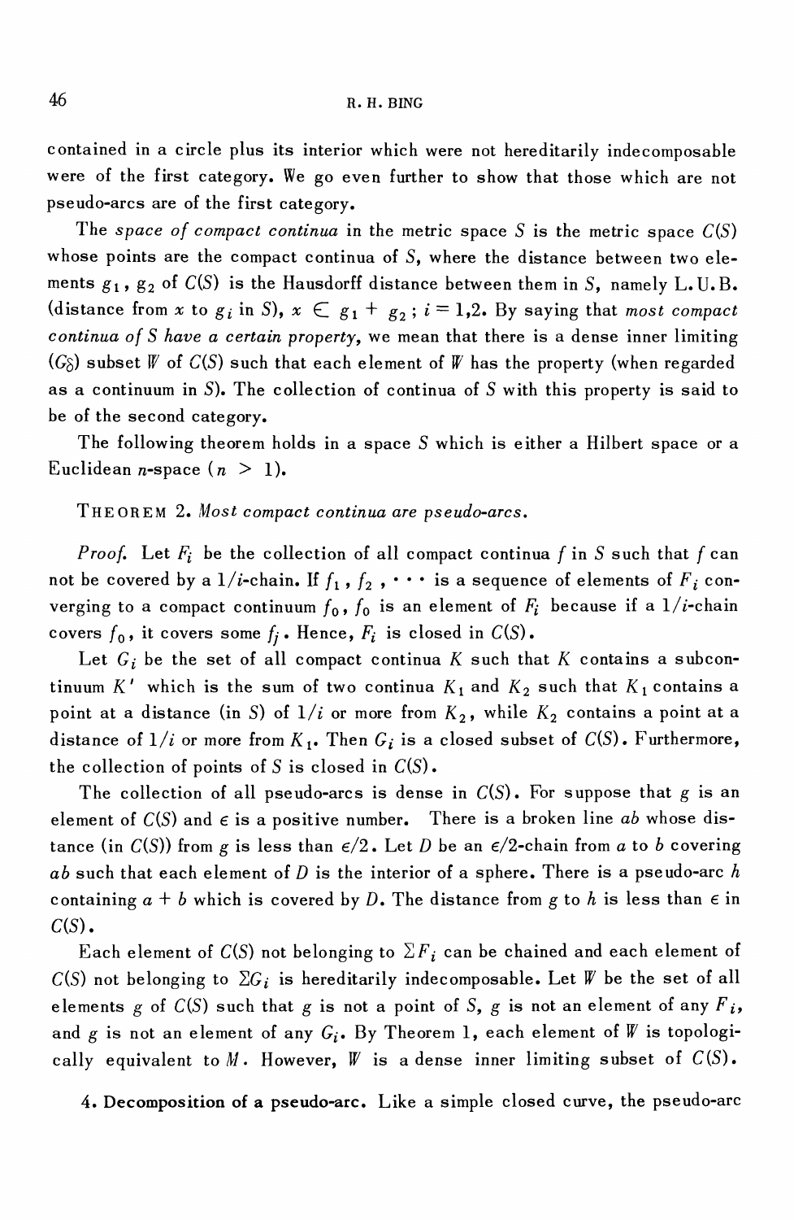contained in a circle plus its interior which were not hereditarily indecomposable were of the first category. We go even further to show that those which are not pseudo-arcs are of the first category.

The *space of compact continua* in the metric space $S$ is the metric space $C(S)$ whose points are the compact continua of $S$, where the distance between two elements $g_1$, $g_2$ of $C(S)$ is the Hausdorff distance between them in $S$, namely L.U.B. (distance from $x$ to $g_i$ in $S$), $x \in g_1 + g_2$ ; $i = 1,2$. By saying that *most compact continua of $S$ have a certain property*, we mean that there is a dense inner limiting ($G_\delta$) subset $W$ of $C(S)$ such that each element of $W$ has the property (when regarded as a continuum in $S$). The collection of continua of $S$ with this property is said to be of the second category.

The following theorem holds in a space $S$ which is either a Hilbert space or a Euclidean $n$-space ($n > 1$).

THEOREM 2. *Most compact continua are pseudo-arcs.*

*Proof.* Let $F_i$ be the collection of all compact continua $f$ in $S$ such that $f$ can not be covered by a $1/i$-chain. If $f_1$, $f_2$, $\cdots$ is a sequence of elements of $F_i$ converging to a compact continuum $f_0$, $f_0$ is an element of $F_i$ because if a $1/i$-chain covers $f_0$, it covers some $f_j$. Hence, $F_i$ is closed in $C(S)$.

Let $G_i$ be the set of all compact continua $K$ such that $K$ contains a subcontinuum $K'$ which is the sum of two continua $K_1$ and $K_2$ such that $K_1$ contains a point at a distance (in $S$) of $1/i$ or more from $K_2$, while $K_2$ contains a point at a distance of $1/i$ or more from $K_1$. Then $G_i$ is a closed subset of $C(S)$. Furthermore, the collection of points of $S$ is closed in $C(S)$.

The collection of all pseudo-arcs is dense in $C(S)$. For suppose that $g$ is an element of $C(S)$ and $\epsilon$ is a positive number. There is a broken line $ab$ whose distance (in $C(S)$) from $g$ is less than $\epsilon/2$. Let $D$ be an $\epsilon/2$-chain from $a$ to $b$ covering $ab$ such that each element of $D$ is the interior of a sphere. There is a pseudo-arc $h$ containing $a + b$ which is covered by $D$. The distance from $g$ to $h$ is less than $\epsilon$ in $C(S)$.

Each element of $C(S)$ not belonging to $\Sigma F_i$ can be chained and each element of $C(S)$ not belonging to $\Sigma G_i$ is hereditarily indecomposable. Let $W$ be the set of all elements $g$ of $C(S)$ such that $g$ is not a point of $S$, $g$ is not an element of any $F_i$, and $g$ is not an element of any $G_i$. By Theorem 1, each element of $W$ is topologically equivalent to $M$. However, $W$ is a dense inner limiting subset of $C(S)$.

**4. Decomposition of a pseudo-arc.** Like a simple closed curve, the pseudo-arc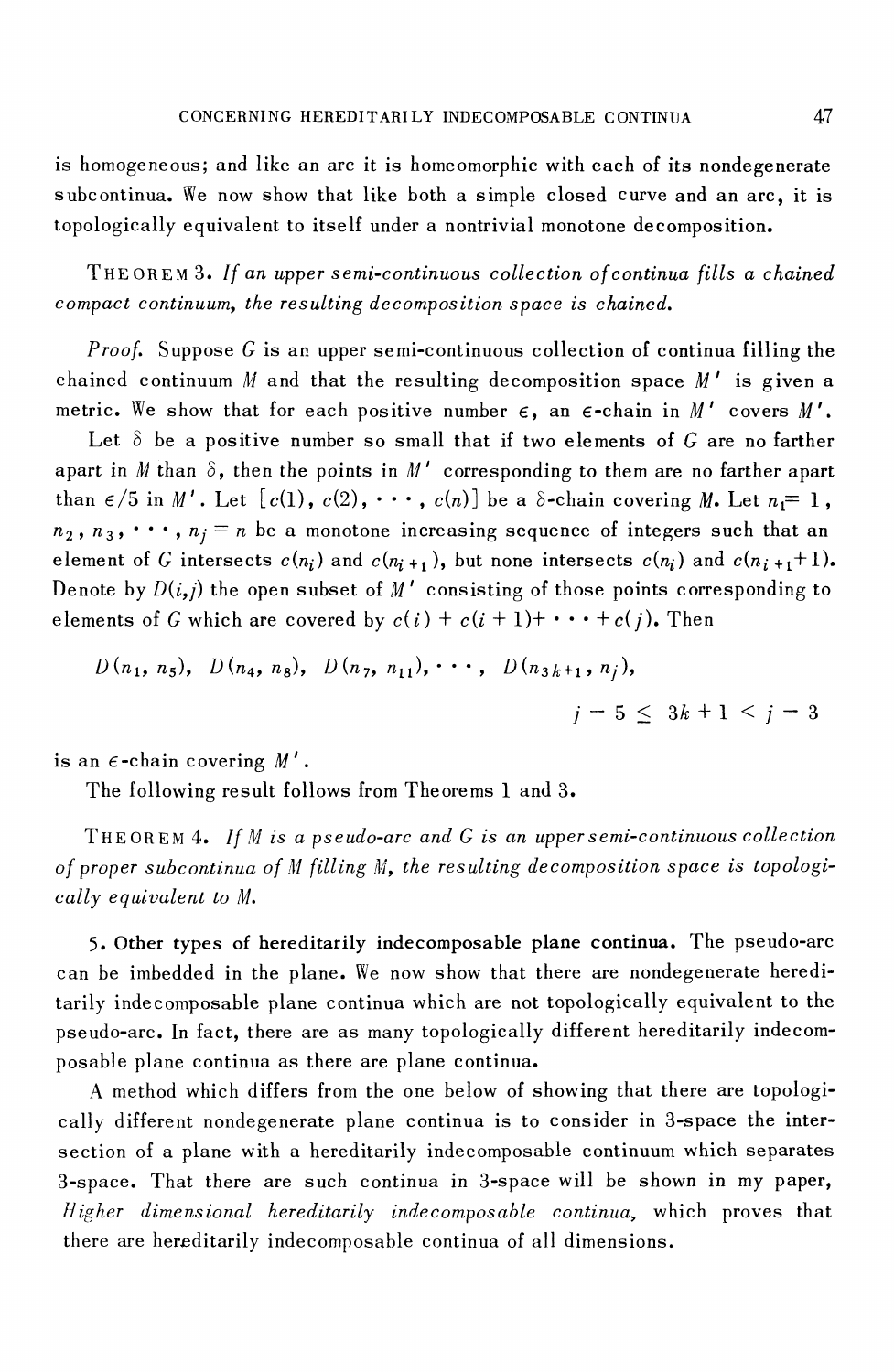is homogeneous; and like an arc it is homeomorphic with each of its nondegenerate subcontinua. We now show that like both a simple closed curve and an arc, it is topologically equivalent to itself under a nontrivial monotone decomposition.

THEOREM 3. *If an upper semi-continuous collection of continua fills a chained compact continuum, the resulting decomposition space is chained.*

*Proof.* Suppose $G$ is an upper semi-continuous collection of continua filling the chained continuum $M$ and that the resulting decomposition space $M'$ is given a metric. We show that for each positive number $\epsilon$, an $\epsilon$-chain in $M'$ covers $M'$.

Let $\delta$ be a positive number so small that if two elements of $G$ are no farther apart in $M$ than $\delta$, then the points in $M'$ corresponding to them are no farther apart than $\epsilon/5$ in $M'$. Let $[c(1), c(2), \cdots, c(n)]$ be a $\delta$-chain covering $M$. Let $n_1 = 1$, $n_2, n_3, \cdots, n_j = n$ be a monotone increasing sequence of integers such that an element of $G$ intersects $c(n_i)$ and $c(n_{i+1})$, but none intersects $c(n_i)$ and $c(n_{i+1}+1)$. Denote by $D(i,j)$ the open subset of $M'$ consisting of those points corresponding to elements of $G$ which are covered by $c(i) + c(i+1) + \cdots + c(j)$. Then

$$D(n_1, n_5),\ D(n_4, n_8),\ D(n_7, n_{11}), \cdots,\ D(n_{3k+1}, n_j),$$

$$j - 5 \leq 3k + 1 < j - 3$$

is an $\epsilon$-chain covering $M'$.

The following result follows from Theorems 1 and 3.

THEOREM 4. *If $M$ is a pseudo-arc and $G$ is an upper semi-continuous collection of proper subcontinua of $M$ filling $M$, the resulting decomposition space is topologically equivalent to $M$.*

**5. Other types of hereditarily indecomposable plane continua.** The pseudo-arc can be imbedded in the plane. We now show that there are nondegenerate hereditarily indecomposable plane continua which are not topologically equivalent to the pseudo-arc. In fact, there are as many topologically different hereditarily indecomposable plane continua as there are plane continua.

A method which differs from the one below of showing that there are topologically different nondegenerate plane continua is to consider in 3-space the intersection of a plane with a hereditarily indecomposable continuum which separates 3-space. That there are such continua in 3-space will be shown in my paper, *Higher dimensional hereditarily indecomposable continua,* which proves that there are hereditarily indecomposable continua of all dimensions.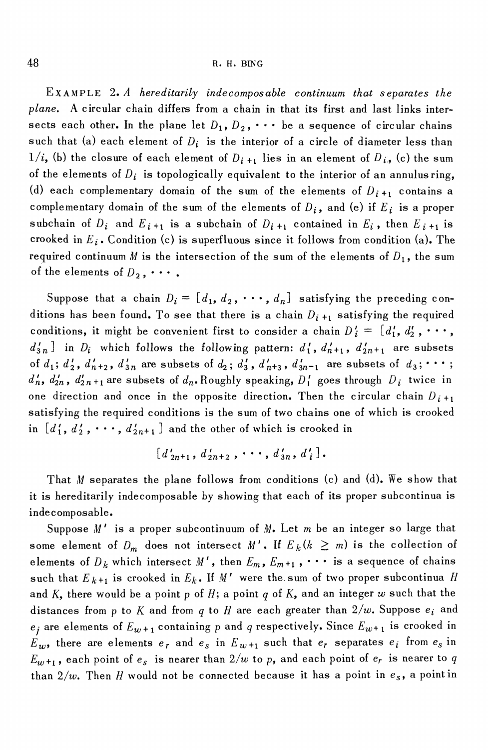EXAMPLE 2. *A hereditarily indecomposable continuum that separates the plane.* A circular chain differs from a chain in that its first and last links intersects each other. In the plane let $D_1, D_2, \cdots$ be a sequence of circular chains such that (a) each element of $D_i$ is the interior of a circle of diameter less than $1/i$, (b) the closure of each element of $D_{i+1}$ lies in an element of $D_i$, (c) the sum of the elements of $D_i$ is topologically equivalent to the interior of an annulus ring, (d) each complementary domain of the sum of the elements of $D_{i+1}$ contains a complementary domain of the sum of the elements of $D_i$, and (e) if $E_i$ is a proper subchain of $D_i$ and $E_{i+1}$ is a subchain of $D_{i+1}$ contained in $E_i$, then $E_{i+1}$ is crooked in $E_i$. Condition (c) is superfluous since it follows from condition (a). The required continuum $M$ is the intersection of the sum of the elements of $D_1$, the sum of the elements of $D_2, \cdots$.

Suppose that a chain $D_i = [d_1, d_2, \cdots, d_n]$ satisfying the preceding conditions has been found. To see that there is a chain $D_{i+1}$ satisfying the required conditions, it might be convenient first to consider a chain $D_i' = [d_1', d_2', \cdots, d_{3n}']$ in $D_i$ which follows the following pattern: $d_1', d_{n+1}', d_{2n+1}'$ are subsets of $d_1$; $d_2', d_{n+2}', d_{3n}'$ are subsets of $d_2$; $d_3', d_{n+3}', d_{3n-1}'$ are subsets of $d_3; \cdots$; $d_n', d_{2n}', d_{2n+1}'$ are subsets of $d_n$. Roughly speaking, $D_i'$ goes through $D_i$ twice in one direction and once in the opposite direction. Then the circular chain $D_{i+1}$ satisfying the required conditions is the sum of two chains one of which is crooked in $[d_1', d_2', \cdots, d_{2n+1}']$ and the other of which is crooked in

$$[d_{2n+1}', d_{2n+2}', \cdots, d_{3n}', d_i'].$$

That $M$ separates the plane follows from conditions (c) and (d). We show that it is hereditarily indecomposable by showing that each of its proper subcontinua is indecomposable.

Suppose $M'$ is a proper subcontinuum of $M$. Let $m$ be an integer so large that some element of $D_m$ does not intersect $M'$. If $E_k (k \geq m)$ is the collection of elements of $D_k$ which intersect $M'$, then $E_m, E_{m+1}, \cdots$ is a sequence of chains such that $E_{k+1}$ is crooked in $E_k$. If $M'$ were the sum of two proper subcontinua $H$ and $K$, there would be a point $p$ of $H$; a point $q$ of $K$, and an integer $w$ such that the distances from $p$ to $K$ and from $q$ to $H$ are each greater than $2/w$. Suppose $e_i$ and $e_j$ are elements of $E_{w+1}$ containing $p$ and $q$ respectively. Since $E_{w+1}$ is crooked in $E_w$, there are elements $e_r$ and $e_s$ in $E_{w+1}$ such that $e_r$ separates $e_i$ from $e_s$ in $E_{w+1}$, each point of $e_s$ is nearer than $2/w$ to $p$, and each point of $e_r$ is nearer to $q$ than $2/w$. Then $H$ would not be connected because it has a point in $e_s$, a point in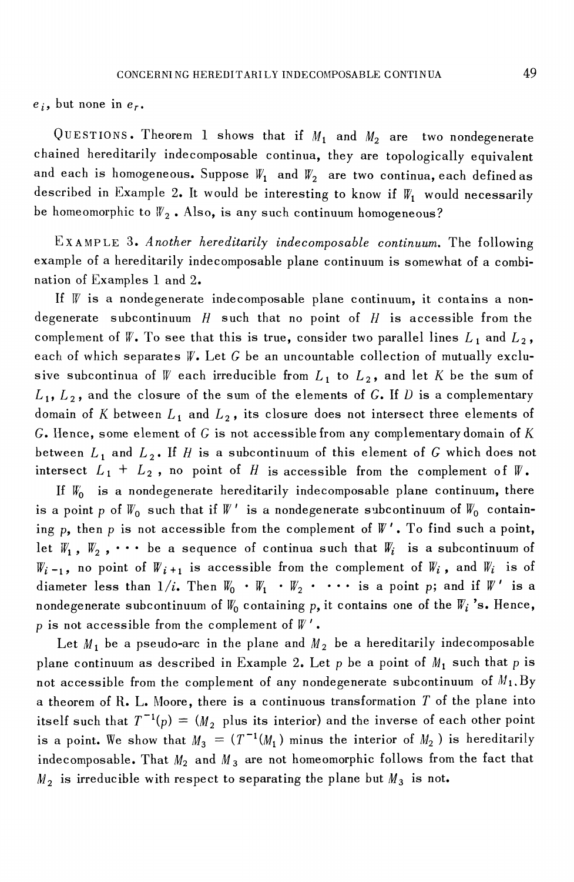$e_i$, but none in $e_r$.

QUESTIONS. Theorem 1 shows that if $M_1$ and $M_2$ are two nondegenerate chained hereditarily indecomposable continua, they are topologically equivalent and each is homogeneous. Suppose $W_1$ and $W_2$ are two continua, each defined as described in Example 2. It would be interesting to know if $W_1$ would necessarily be homeomorphic to $W_2$. Also, is any such continuum homogeneous?

EXAMPLE 3. *Another hereditarily indecomposable continuum.* The following example of a hereditarily indecomposable plane continuum is somewhat of a combination of Examples 1 and 2.

If $W$ is a nondegenerate indecomposable plane continuum, it contains a nondegenerate subcontinuum $H$ such that no point of $H$ is accessible from the complement of $W$. To see that this is true, consider two parallel lines $L_1$ and $L_2$, each of which separates $W$. Let $G$ be an uncountable collection of mutually exclusive subcontinua of $W$ each irreducible from $L_1$ to $L_2$, and let $K$ be the sum of $L_1$, $L_2$, and the closure of the sum of the elements of $G$. If $D$ is a complementary domain of $K$ between $L_1$ and $L_2$, its closure does not intersect three elements of $G$. Hence, some element of $G$ is not accessible from any complementary domain of $K$ between $L_1$ and $L_2$. If $H$ is a subcontinuum of this element of $G$ which does not intersect $L_1 + L_2$, no point of $H$ is accessible from the complement of $W$.

If $W_0$ is a nondegenerate hereditarily indecomposable plane continuum, there is a point $p$ of $W_0$ such that if $W'$ is a nondegenerate subcontinuum of $W_0$ containing $p$, then $p$ is not accessible from the complement of $W'$. To find such a point, let $W_1$, $W_2$, $\cdots$ be a sequence of continua such that $W_i$ is a subcontinuum of $W_{i-1}$, no point of $W_{i+1}$ is accessible from the complement of $W_i$, and $W_i$ is of diameter less than $1/i$. Then $W_0 \cdot W_1 \cdot W_2 \cdot \cdots$ is a point $p$; and if $W'$ is a nondegenerate subcontinuum of $W_0$ containing $p$, it contains one of the $W_i$'s. Hence, $p$ is not accessible from the complement of $W'$.

Let $M_1$ be a pseudo-arc in the plane and $M_2$ be a hereditarily indecomposable plane continuum as described in Example 2. Let $p$ be a point of $M_1$ such that $p$ is not accessible from the complement of any nondegenerate subcontinuum of $M_1$. By a theorem of R. L. Moore, there is a continuous transformation $T$ of the plane into itself such that $T^{-1}(p) = (M_2$ plus its interior) and the inverse of each other point is a point. We show that $M_3 = (T^{-1}(M_1)$ minus the interior of $M_2)$ is hereditarily indecomposable. That $M_2$ and $M_3$ are not homeomorphic follows from the fact that $M_2$ is irreducible with respect to separating the plane but $M_3$ is not.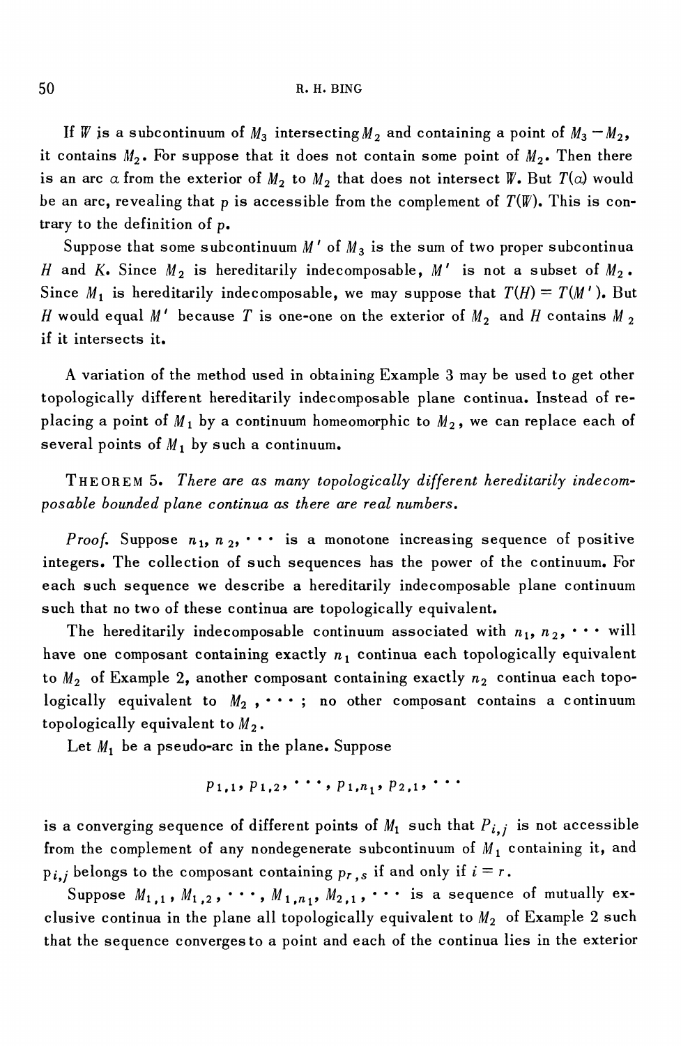If $W$ is a subcontinuum of $M_3$ intersecting $M_2$ and containing a point of $M_3 - M_2$, it contains $M_2$. For suppose that it does not contain some point of $M_2$. Then there is an arc $\alpha$ from the exterior of $M_2$ to $M_2$ that does not intersect $W$. But $T(\alpha)$ would be an arc, revealing that $p$ is accessible from the complement of $T(W)$. This is contrary to the definition of $p$.

Suppose that some subcontinuum $M'$ of $M_3$ is the sum of two proper subcontinua $H$ and $K$. Since $M_2$ is hereditarily indecomposable, $M'$ is not a subset of $M_2$. Since $M_1$ is hereditarily indecomposable, we may suppose that $T(H) = T(M')$. But $H$ would equal $M'$ because $T$ is one-one on the exterior of $M_2$ and $H$ contains $M_2$ if it intersects it.

A variation of the method used in obtaining Example 3 may be used to get other topologically different hereditarily indecomposable plane continua. Instead of replacing a point of $M_1$ by a continuum homeomorphic to $M_2$, we can replace each of several points of $M_1$ by such a continuum.

THEOREM 5. *There are as many topologically different hereditarily indecomposable bounded plane continua as there are real numbers.*

*Proof.* Suppose $n_1, n_2, \cdots$ is a monotone increasing sequence of positive integers. The collection of such sequences has the power of the continuum. For each such sequence we describe a hereditarily indecomposable plane continuum such that no two of these continua are topologically equivalent.

The hereditarily indecomposable continuum associated with $n_1, n_2, \cdots$ will have one composant containing exactly $n_1$ continua each topologically equivalent to $M_2$ of Example 2, another composant containing exactly $n_2$ continua each topologically equivalent to $M_2$, $\cdots$; no other composant contains a continuum topologically equivalent to $M_2$.

Let $M_1$ be a pseudo-arc in the plane. Suppose

$$p_{1,1}, p_{1,2}, \cdots, p_{1,n_1}, p_{2,1}, \cdots$$

is a converging sequence of different points of $M_1$ such that $P_{i,j}$ is not accessible from the complement of any nondegenerate subcontinuum of $M_1$ containing it, and $p_{i,j}$ belongs to the composant containing $p_{r,s}$ if and only if $i = r$.

Suppose $M_{1,1}, M_{1,2}, \cdots, M_{1,n_1}, M_{2,1}, \cdots$ is a sequence of mutually exclusive continua in the plane all topologically equivalent to $M_2$ of Example 2 such that the sequence converges to a point and each of the continua lies in the exterior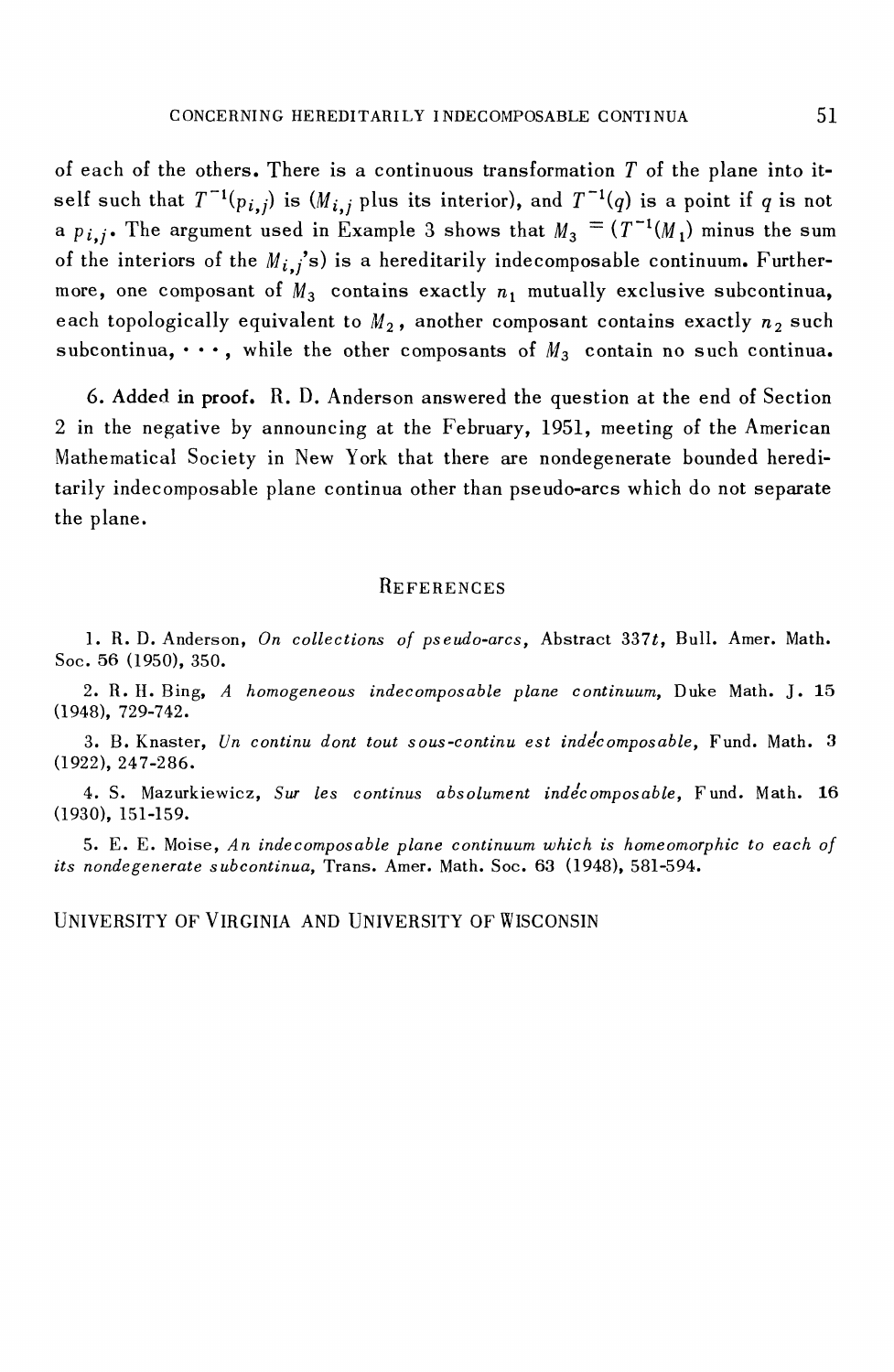of each of the others. There is a continuous transformation $T$ of the plane into itself such that $T^{-1}(p_{i,j})$ is ($M_{i,j}$ plus its interior), and $T^{-1}(q)$ is a point if $q$ is not a $p_{i,j}$. The argument used in Example 3 shows that $M_3 = (T^{-1}(M_1)$ minus the sum of the interiors of the $M_{i,j}$'s) is a hereditarily indecomposable continuum. Furthermore, one composant of $M_3$ contains exactly $n_1$ mutually exclusive subcontinua, each topologically equivalent to $M_2$, another composant contains exactly $n_2$ such subcontinua, $\cdots$, while the other composants of $M_3$ contain no such continua.

**6. Added in proof.** R. D. Anderson answered the question at the end of Section 2 in the negative by announcing at the February, 1951, meeting of the American Mathematical Society in New York that there are nondegenerate bounded hereditarily indecomposable plane continua other than pseudo-arcs which do not separate the plane.

## References

1. R. D. Anderson, *On collections of pseudo-arcs*, Abstract 337*t*, Bull. Amer. Math. Soc. 56 (1950), 350.

2. R. H. Bing, *A homogeneous indecomposable plane continuum*, Duke Math. J. **15** (1948), 729-742.

3. B. Knaster, *Un continu dont tout sous-continu est indécomposable*, Fund. Math. **3** (1922), 247-286.

4. S. Mazurkiewicz, *Sur les continus absolument indécomposable*, Fund. Math. **16** (1930), 151-159.

5. E. E. Moise, *An indecomposable plane continuum which is homeomorphic to each of its nondegenerate subcontinua*, Trans. Amer. Math. Soc. 63 (1948), 581-594.

University of Virginia and University of Wisconsin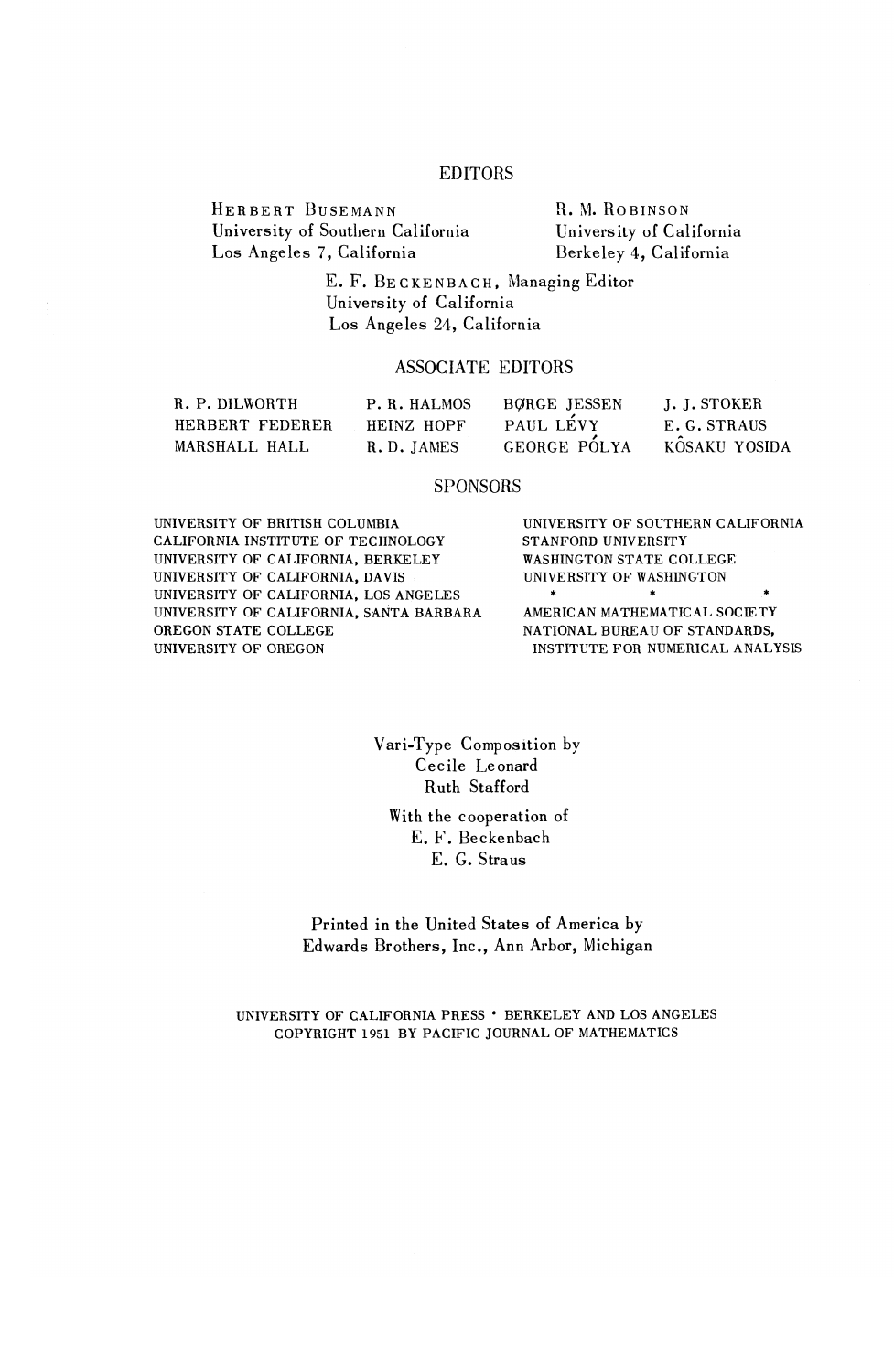## EDITORS

HERBERT BUSEMANN
University of Southern California
Los Angeles 7, California

R. M. ROBINSON
University of California
Berkeley 4, California

E. F. BECKENBACH, Managing Editor
University of California
Los Angeles 24, California

## ASSOCIATE EDITORS

| | | | |
|---|---|---|---|
| R. P. DILWORTH | P. R. HALMOS | BØRGE JESSEN | J. J. STOKER |
| HERBERT FEDERER | HEINZ HOPF | PAUL LÉVY | E. G. STRAUS |
| MARSHALL HALL | R. D. JAMES | GEORGE PÓLYA | KÔSAKU YOSIDA |

## SPONSORS

UNIVERSITY OF BRITISH COLUMBIA
CALIFORNIA INSTITUTE OF TECHNOLOGY
UNIVERSITY OF CALIFORNIA, BERKELEY
UNIVERSITY OF CALIFORNIA, DAVIS
UNIVERSITY OF CALIFORNIA, LOS ANGELES
UNIVERSITY OF CALIFORNIA, SANTA BARBARA
OREGON STATE COLLEGE
UNIVERSITY OF OREGON
UNIVERSITY OF SOUTHERN CALIFORNIA
STANFORD UNIVERSITY
WASHINGTON STATE COLLEGE
UNIVERSITY OF WASHINGTON

\* \* \*

AMERICAN MATHEMATICAL SOCIETY
NATIONAL BUREAU OF STANDARDS,
INSTITUTE FOR NUMERICAL ANALYSIS

Vari-Type Composition by
Cecile Leonard
Ruth Stafford

With the cooperation of
E. F. Beckenbach
E. G. Straus

Printed in the United States of America by
Edwards Brothers, Inc., Ann Arbor, Michigan

UNIVERSITY OF CALIFORNIA PRESS • BERKELEY AND LOS ANGELES
COPYRIGHT 1951 BY PACIFIC JOURNAL OF MATHEMATICS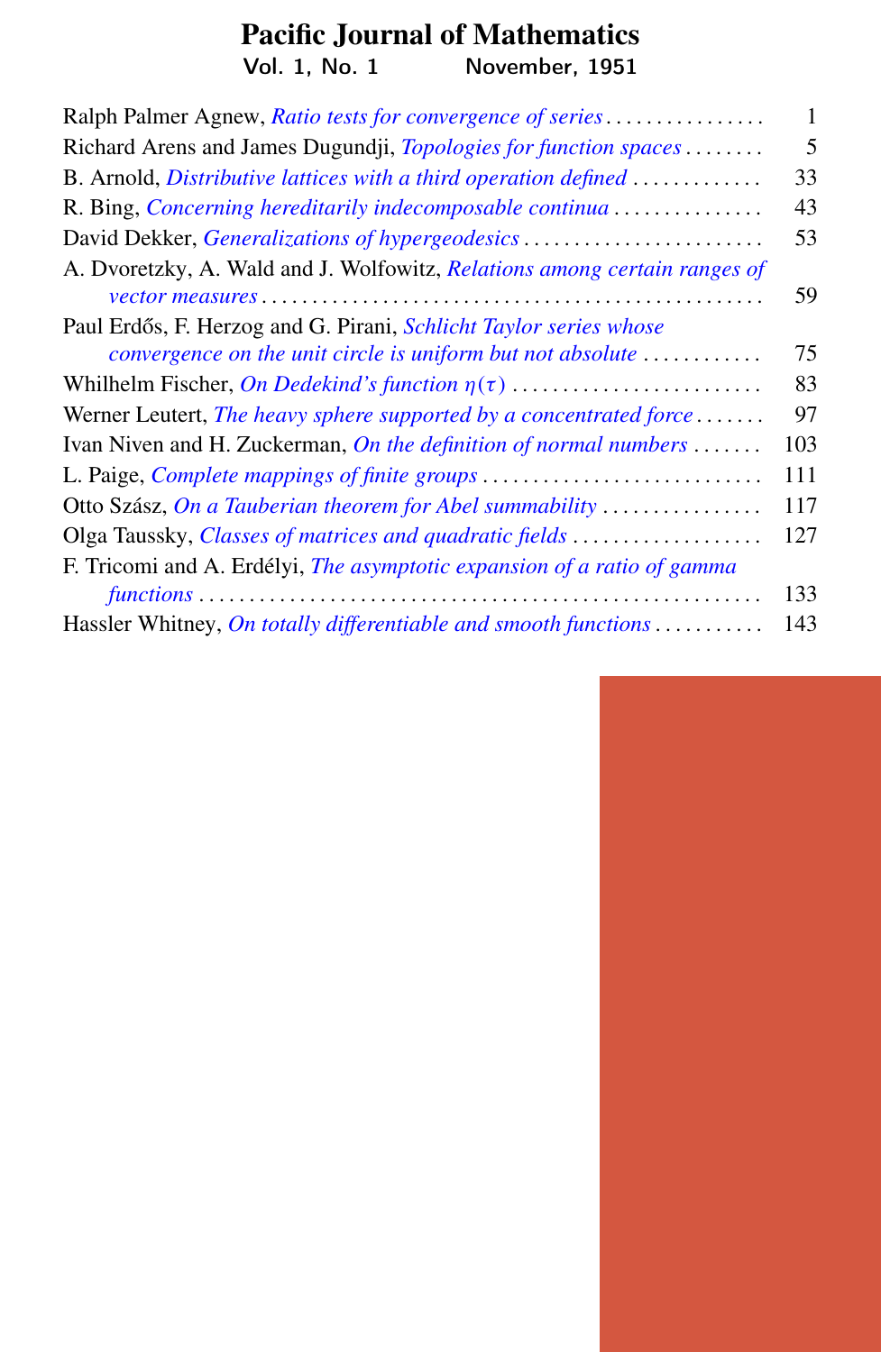# Pacific Journal of Mathematics

Vol. 1, No. 1 November, 1951

Ralph Palmer Agnew, *Ratio tests for convergence of series* . . . . . . . . . . . . . . . . 1

Richard Arens and James Dugundji, *Topologies for function spaces* . . . . . . . . 5

B. Arnold, *Distributive lattices with a third operation defined* . . . . . . . . . . . . . 33

R. Bing, *Concerning hereditarily indecomposable continua* . . . . . . . . . . . . . . . 43

David Dekker, *Generalizations of hypergeodesics* . . . . . . . . . . . . . . . . . . . . . . . . 53

A. Dvoretzky, A. Wald and J. Wolfowitz, *Relations among certain ranges of vector measures* . . . . . . . . . . . . . . . . . . . . . . . . . . . . . . . . . . . . . . . . . . . . . . . . . . 59

Paul Erdős, F. Herzog and G. Pirani, *Schlicht Taylor series whose convergence on the unit circle is uniform but not absolute* . . . . . . . . . . . . 75

Whilhelm Fischer, *On Dedekind's function $\eta(\tau)$* . . . . . . . . . . . . . . . . . . . . . . . . . 83

Werner Leutert, *The heavy sphere supported by a concentrated force* . . . . . . . 97

Ivan Niven and H. Zuckerman, *On the definition of normal numbers* . . . . . . . 103

L. Paige, *Complete mappings of finite groups* . . . . . . . . . . . . . . . . . . . . . . . . . . . . 111

Otto Szász, *On a Tauberian theorem for Abel summability* . . . . . . . . . . . . . . . . 117

Olga Taussky, *Classes of matrices and quadratic fields* . . . . . . . . . . . . . . . . . . . 127

F. Tricomi and A. Erdélyi, *The asymptotic expansion of a ratio of gamma functions* . . . . . . . . . . . . . . . . . . . . . . . . . . . . . . . . . . . . . . . . . . . . . . . . . . . . . . . 133

Hassler Whitney, *On totally differentiable and smooth functions* . . . . . . . . . . . 143